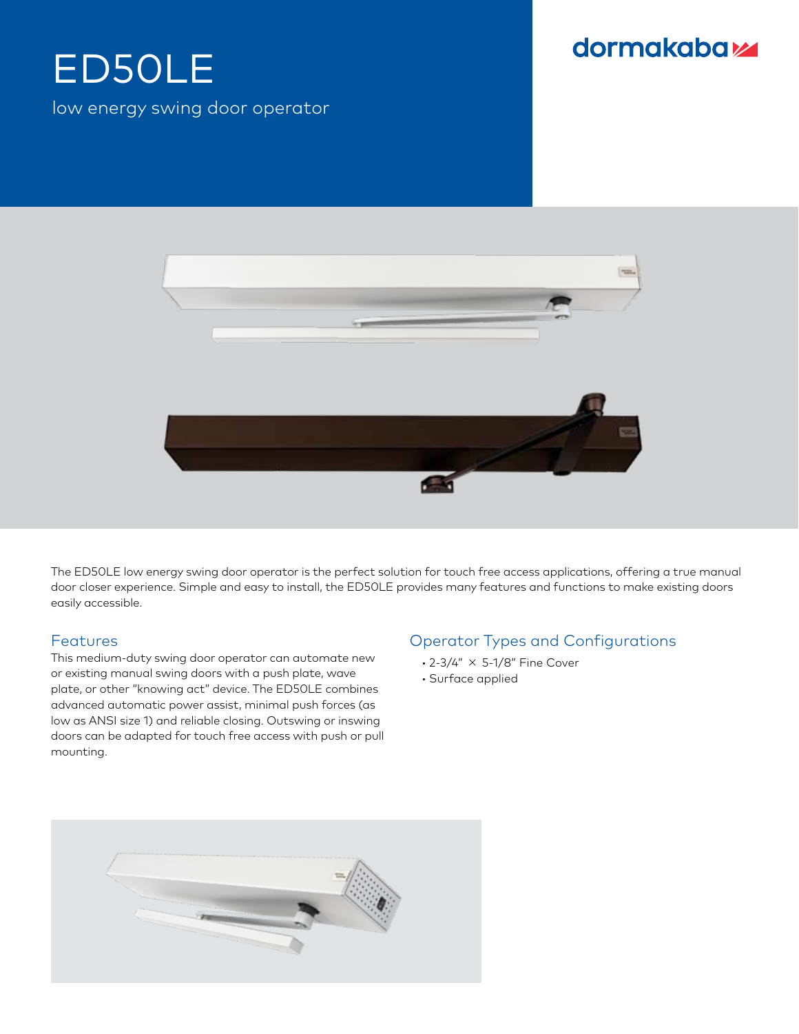# ED50LE

low energy swing door operator

dormakaba

The ED50LE low energy swing door operator is the perfect solution for touch free access applications, offering a true manual door closer experience. Simple and easy to install, the ED50LE provides many features and functions to make existing doors easily accessible.

## Features

This medium-duty swing door operator can automate new or existing manual swing doors with a push plate, wave plate, or other "knowing act" device. The ED50LE combines advanced automatic power assist, minimal push forces (as low as ANSI size 1) and reliable closing. Outswing or inswing doors can be adapted for touch free access with push or pull mounting.

## Operator Types and Configurations

- 2-3/4" × 5-1/8" Fine Cover
- Surface applied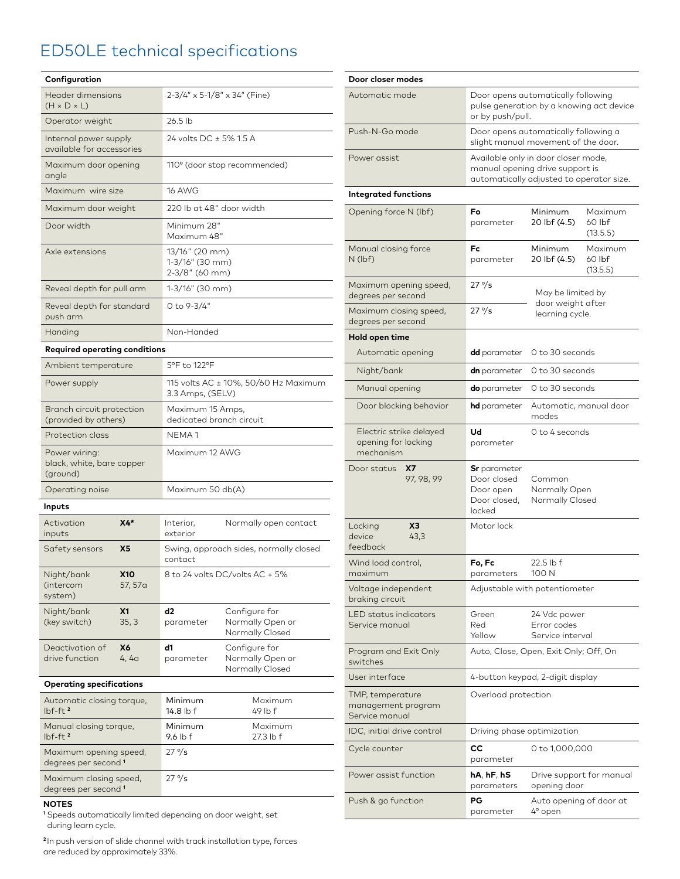# ED50LE technical specifications

| Configuration | |
|---|---|
| Header dimensions (H × D × L) | 2-3/4" x 5-1/8" x 34" (Fine) |
| Operator weight | 26.5 lb |
| Internal power supply available for accessories | 24 volts DC ± 5% 1.5 A |
| Maximum door opening angle | 110° (door stop recommended) |
| Maximum wire size | 16 AWG |
| Maximum door weight | 220 lb at 48" door width |
| Door width | Minimum 28"<br>Maximum 48" |
| Axle extensions | 13/16" (20 mm)<br>1-3/16" (30 mm)<br>2-3/8" (60 mm) |
| Reveal depth for pull arm | 1-3/16" (30 mm) |
| Reveal depth for standard push arm | 0 to 9-3/4" |
| Handing | Non-Handed |

| Required operating conditions | |
|---|---|
| Ambient temperature | 5°F to 122°F |
| Power supply | 115 volts AC ± 10%, 50/60 Hz Maximum 3.3 Amps, (SELV) |
| Branch circuit protection (provided by others) | Maximum 15 Amps, dedicated branch circuit |
| Protection class | NEMA 1 |
| Power wiring: black, white, bare copper (ground) | Maximum 12 AWG |
| Operating noise | Maximum 50 db(A) |

| Inputs | | | |
|---|---|---|---|
| Activation inputs | **X4*** | Interior, exterior | Normally open contact |
| Safety sensors | **X5** | Swing, approach sides, normally closed contact | |
| Night/bank (intercom system) | **X10**<br>57, 57a | 8 to 24 volts DC/volts AC + 5% | |
| Night/bank (key switch) | **X1**<br>35, 3 | **d2** parameter | Configure for Normally Open or Normally Closed |
| Deactivation of drive function | **X6**<br>4, 4a | **d1** parameter | Configure for Normally Open or Normally Closed |

| Operating specifications | | |
|---|---|---|
| Automatic closing torque, lbf-ft [2] | Minimum 14.8 lb f | Maximum 49 lb f |
| Manual closing torque, lbf-ft [2] | Minimum 9.6 lb f | Maximum 27.3 lb f |
| Maximum opening speed, degrees per second [1] | 27 °/s | |
| Maximum closing speed, degrees per second [1] | 27 °/s | |

**NOTES**

[1] Speeds automatically limited depending on door weight, set during learn cycle.

[2] In push version of slide channel with track installation type, forces are reduced by approximately 33%.

| Door closer modes | |
|---|---|
| Automatic mode | Door opens automatically following pulse generation by a knowing act device or by push/pull. |
| Push-N-Go mode | Door opens automatically following a slight manual movement of the door. |
| Power assist | Available only in door closer mode, manual opening drive support is automatically adjusted to operator size. |

| Integrated functions | | | |
|---|---|---|---|
| Opening force N (lbf) | **Fo** parameter | Minimum 20 lbf (4.5) | Maximum 60 lbf (13.5.5) |
| Manual closing force N (lbf) | **Fc** parameter | Minimum 20 lbf (4.5) | Maximum 60 lbf (13.5.5) |
| Maximum opening speed, degrees per second | 27 °/s | May be limited by door weight after learning cycle. | |
| Maximum closing speed, degrees per second | 27 °/s | | |
| **Hold open time** | | | |
| Automatic opening | **dd** parameter | 0 to 30 seconds | |
| Night/bank | **dn** parameter | 0 to 30 seconds | |
| Manual opening | **do** parameter | 0 to 30 seconds | |
| Door blocking behavior | **hd** parameter | Automatic, manual door modes | |
| Electric strike delayed opening for locking mechanism | **Ud** parameter | 0 to 4 seconds | |
| Door status **X7** 97, 98, 99 | **Sr** parameter<br>Door closed<br>Door open<br>Door closed, locked | Common<br>Normally Open<br>Normally Closed | |
| Locking device feedback **X3** 43,3 | Motor lock | | |
| Wind load control, maximum | **Fo, Fc** parameters | 22.5 lb f<br>100 N | |
| Voltage independent braking circuit | Adjustable with potentiometer | | |
| LED status indicators Service manual | Green<br>Red<br>Yellow | 24 Vdc power<br>Error codes<br>Service interval | |
| Program and Exit Only switches | Auto, Close, Open, Exit Only; Off, On | | |
| User interface | 4-button keypad, 2-digit display | | |
| TMP, temperature management program Service manual | Overload protection | | |
| IDC, initial drive control | Driving phase optimization | | |
| Cycle counter | **CC** parameter | 0 to 1,000,000 | |
| Power assist function | **hA**, **hF**, **hS** parameters | Drive support for manual opening door | |
| Push & go function | **PG** parameter | Auto opening of door at 4° open | |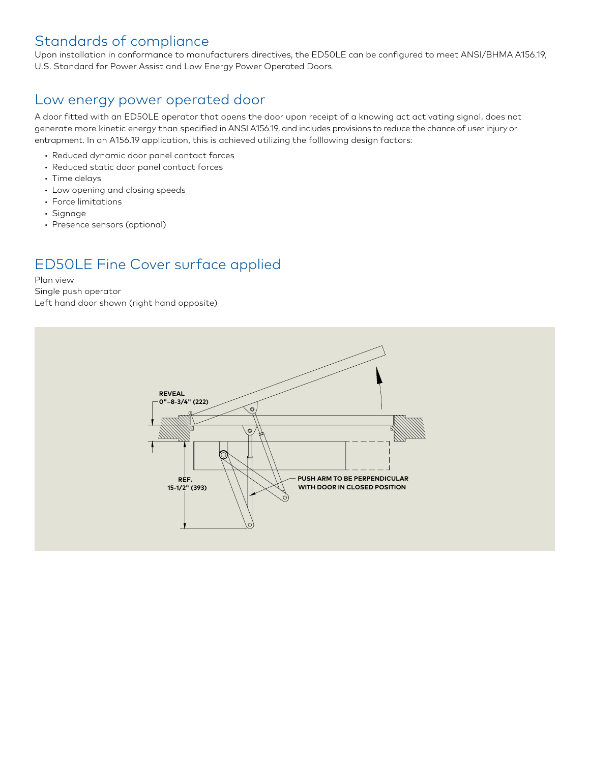## Standards of compliance

Upon installation in conformance to manufacturers directives, the ED50LE can be configured to meet ANSI/BHMA A156.19, U.S. Standard for Power Assist and Low Energy Power Operated Doors.

## Low energy power operated door

A door fitted with an ED50LE operator that opens the door upon receipt of a knowing act activating signal, does not generate more kinetic energy than specified in ANSI A156.19, and includes provisions to reduce the chance of user injury or entrapment. In an A156.19 application, this is achieved utilizing the folllowing design factors:

- Reduced dynamic door panel contact forces
- Reduced static door panel contact forces
- Time delays
- Low opening and closing speeds
- Force limitations
- Signage
- Presence sensors (optional)

## ED50LE Fine Cover surface applied

Plan view
Single push operator
Left hand door shown (right hand opposite)

REVEAL
0"–8-3/4" (222)

REF.
15-1/2" (393)

PUSH ARM TO BE PERPENDICULAR WITH DOOR IN CLOSED POSITION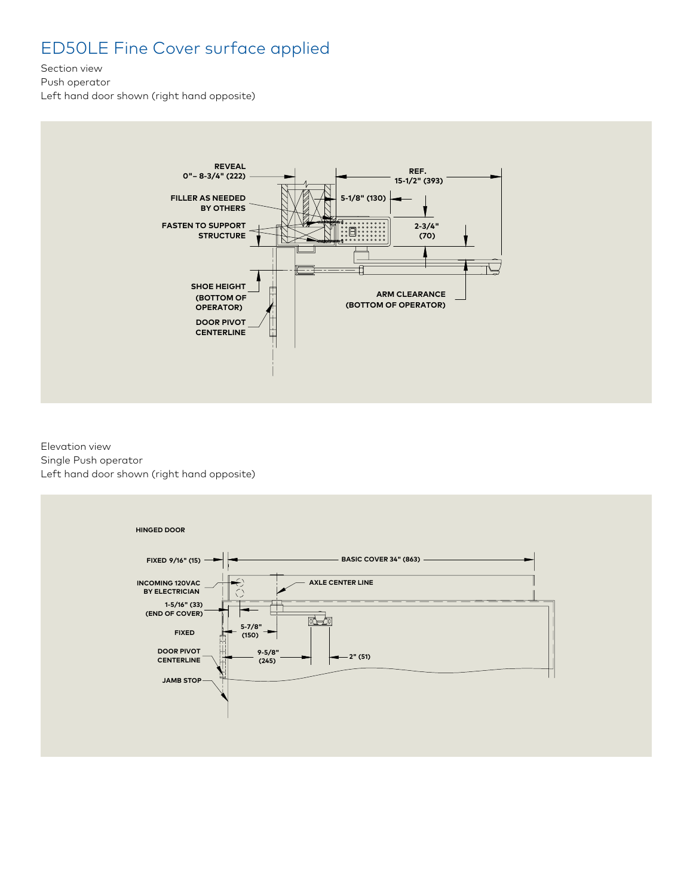# ED50LE Fine Cover surface applied

Section view
Push operator
Left hand door shown (right hand opposite)

REVEAL
0"– 8-3/4" (222)

FILLER AS NEEDED
BY OTHERS

FASTEN TO SUPPORT
STRUCTURE

SHOE HEIGHT
(BOTTOM OF
OPERATOR)

DOOR PIVOT
CENTERLINE

REF.
15-1/2" (393)

5-1/8" (130)

2-3/4"
(70)

ARM CLEARANCE
(BOTTOM OF OPERATOR)

Elevation view
Single Push operator
Left hand door shown (right hand opposite)

HINGED DOOR

FIXED 9/16" (15)

BASIC COVER 34" (863)

INCOMING 120VAC
BY ELECTRICIAN

AXLE CENTER LINE

1-5/16" (33)
(END OF COVER)

FIXED

5-7/8"
(150)

DOOR PIVOT
CENTERLINE

9-5/8"
(245)

2" (51)

JAMB STOP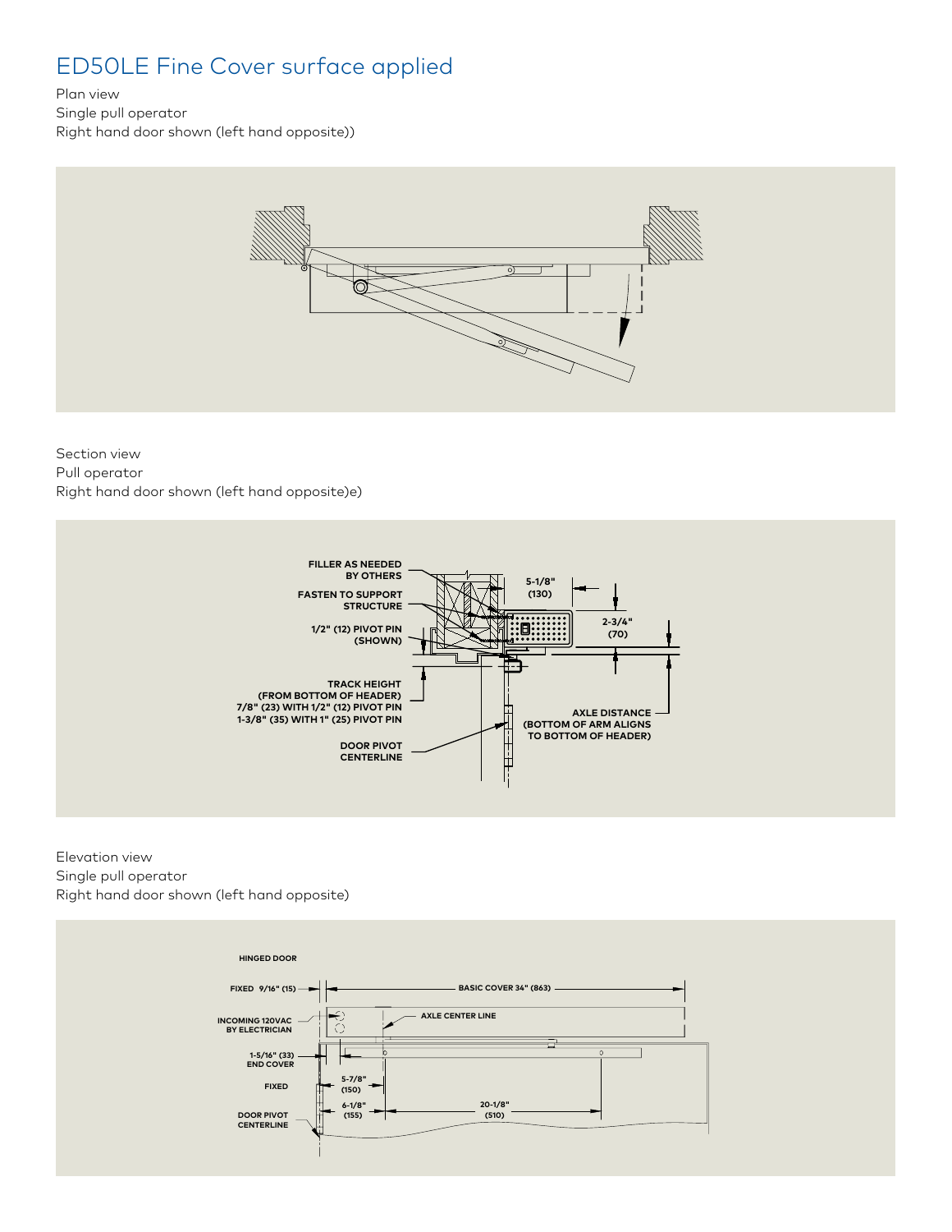# ED50LE Fine Cover surface applied

Plan view
Single pull operator
Right hand door shown (left hand opposite))

Section view
Pull operator
Right hand door shown (left hand opposite)e)

FILLER AS NEEDED BY OTHERS

FASTEN TO SUPPORT STRUCTURE

1/2" (12) PIVOT PIN (SHOWN)

TRACK HEIGHT (FROM BOTTOM OF HEADER) 7/8" (23) WITH 1/2" (12) PIVOT PIN 1-3/8" (35) WITH 1" (25) PIVOT PIN

DOOR PIVOT CENTERLINE

5-1/8" (130)

2-3/4" (70)

AXLE DISTANCE (BOTTOM OF ARM ALIGNS TO BOTTOM OF HEADER)

Elevation view
Single pull operator
Right hand door shown (left hand opposite)

HINGED DOOR

FIXED 9/16" (15)

BASIC COVER 34" (863)

INCOMING 120VAC BY ELECTRICIAN

AXLE CENTER LINE

1-5/16" (33) END COVER

FIXED

5-7/8" (150)

6-1/8" (155)

20-1/8" (510)

DOOR PIVOT CENTERLINE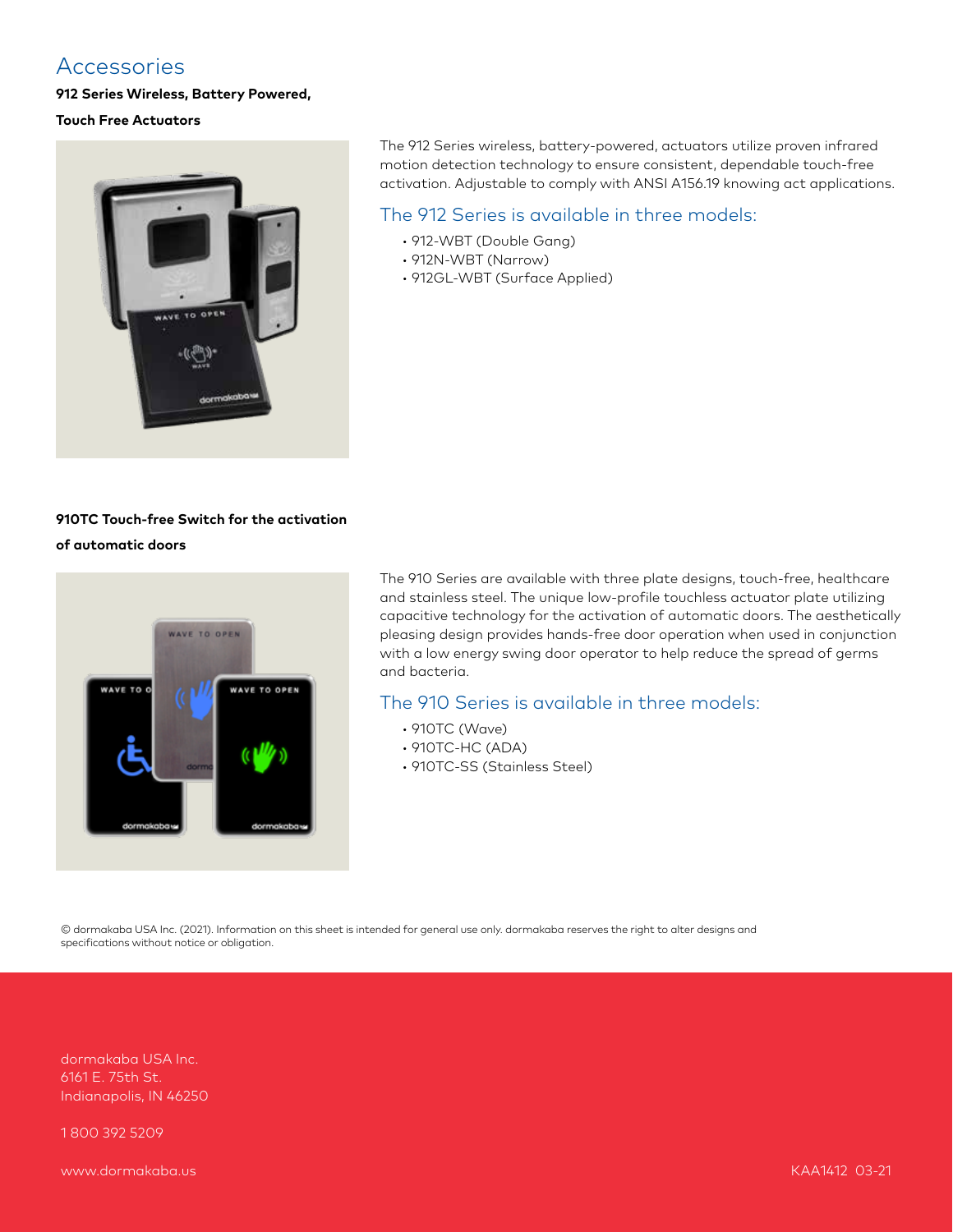# Accessories

**912 Series Wireless, Battery Powered, Touch Free Actuators**

The 912 Series wireless, battery-powered, actuators utilize proven infrared motion detection technology to ensure consistent, dependable touch-free activation. Adjustable to comply with ANSI A156.19 knowing act applications.

## The 912 Series is available in three models:

- 912-WBT (Double Gang)
- 912N-WBT (Narrow)
- 912GL-WBT (Surface Applied)

**910TC Touch-free Switch for the activation of automatic doors**

The 910 Series are available with three plate designs, touch-free, healthcare and stainless steel. The unique low-profile touchless actuator plate utilizing capacitive technology for the activation of automatic doors. The aesthetically pleasing design provides hands-free door operation when used in conjunction with a low energy swing door operator to help reduce the spread of germs and bacteria.

## The 910 Series is available in three models:

- 910TC (Wave)
- 910TC-HC (ADA)
- 910TC-SS (Stainless Steel)

© dormakaba USA Inc. (2021). Information on this sheet is intended for general use only. dormakaba reserves the right to alter designs and specifications without notice or obligation.

dormakaba USA Inc.
6161 E. 75th St.
Indianapolis, IN 46250

1 800 392 5209

www.dormakaba.us

KAA1412 03-21